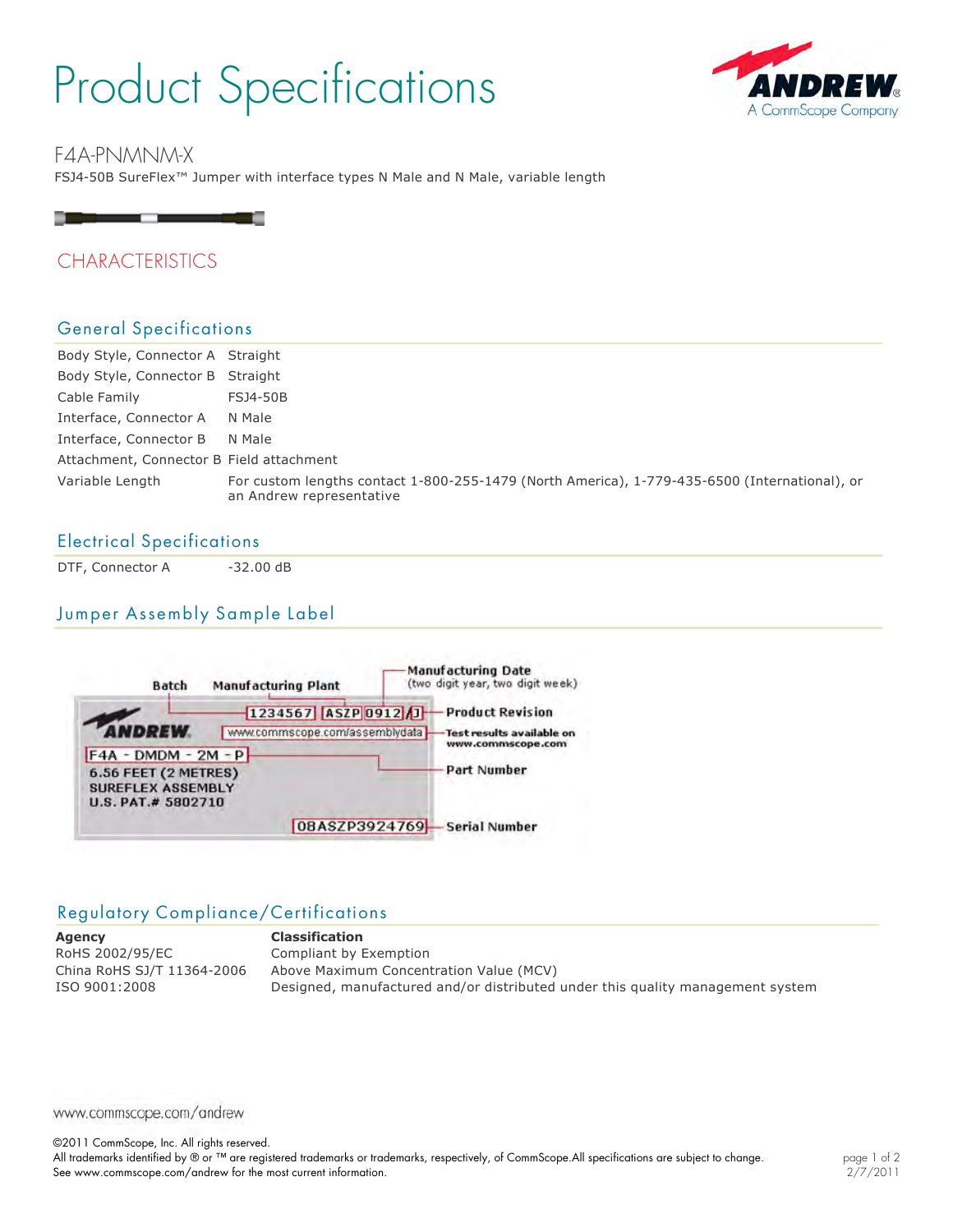# Product Specifications

## F4A-PNMNM-X

FSJ4-50B SureFlex™ Jumper with interface types N Male and N Male, variable length

## CHARACTERISTICS

### General Specifications

| | |
|---|---|
| Body Style, Connector A | Straight |
| Body Style, Connector B | Straight |
| Cable Family | FSJ4-50B |
| Interface, Connector A | N Male |
| Interface, Connector B | N Male |
| Attachment, Connector B | Field attachment |
| Variable Length | For custom lengths contact 1-800-255-1479 (North America), 1-779-435-6500 (International), or an Andrew representative |

### Electrical Specifications

| | |
|---|---|
| DTF, Connector A | -32.00 dB |

### Jumper Assembly Sample Label

Batch — 1234567
Manufacturing Plant — ASZP
Manufacturing Date (two digit year, two digit week) — 0912
Product Revision — J
Test results available on www.commscope.com — www.commscope.com/assemblydata
Part Number — F4A - DMDM - 2M - P
6.56 FEET (2 METRES)
SUREFLEX ASSEMBLY
U.S. PAT.# 5802710
Serial Number — 08ASZP3924769

### Regulatory Compliance/Certifications

| Agency | Classification |
|---|---|
| RoHS 2002/95/EC | Compliant by Exemption |
| China RoHS SJ/T 11364-2006 | Above Maximum Concentration Value (MCV) |
| ISO 9001:2008 | Designed, manufactured and/or distributed under this quality management system |

www.commscope.com/andrew

©2011 CommScope, Inc. All rights reserved.
All trademarks identified by ® or ™ are registered trademarks or trademarks, respectively, of CommScope.All specifications are subject to change.
See www.commscope.com/andrew for the most current information.

2/7/2011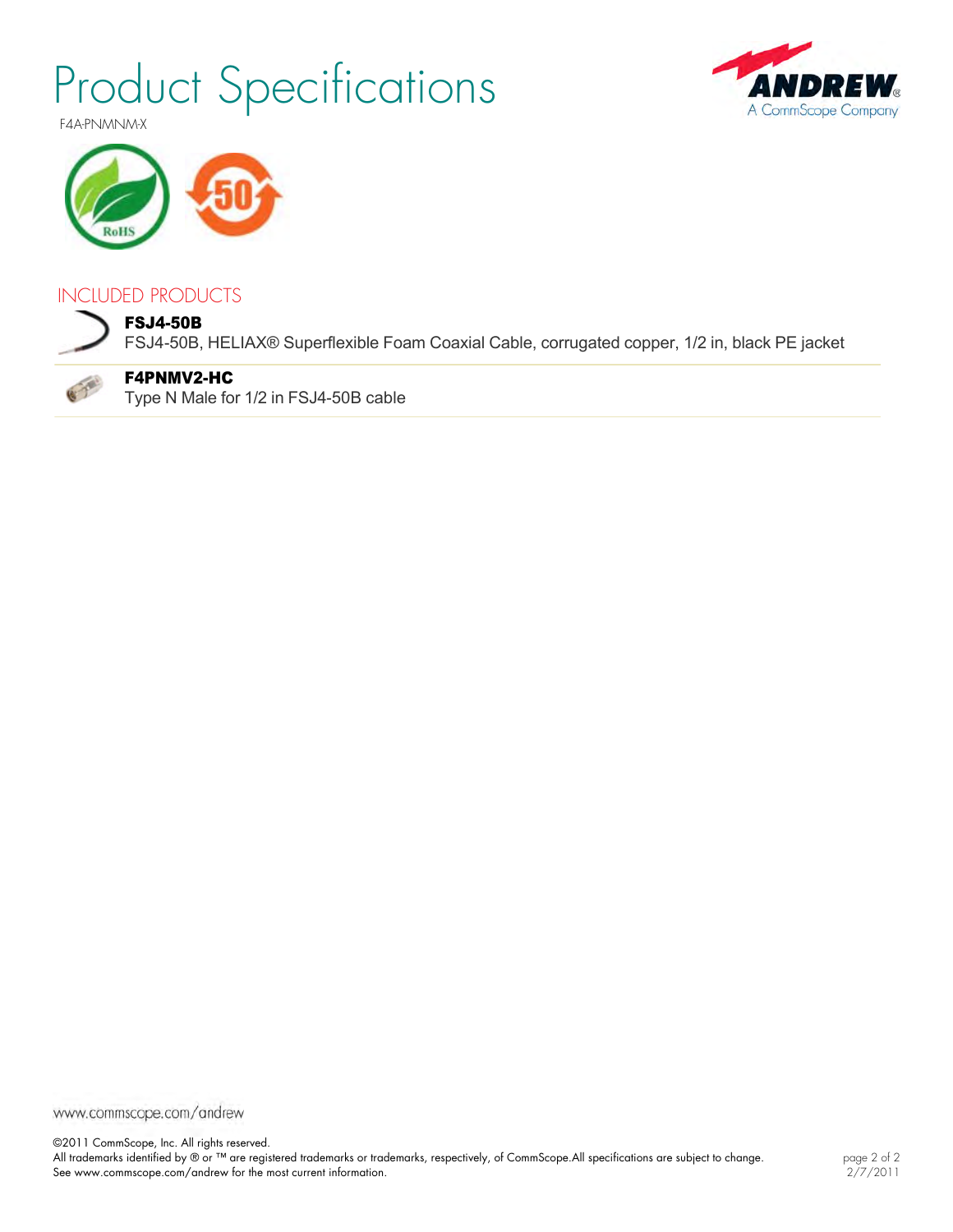# Product Specifications

F4A-PNMNM-X

## INCLUDED PRODUCTS

**FSJ4-50B**
FSJ4-50B, HELIAX® Superflexible Foam Coaxial Cable, corrugated copper, 1/2 in, black PE jacket

**F4PNMV2-HC**
Type N Male for 1/2 in FSJ4-50B cable

www.commscope.com/andrew

©2011 CommScope, Inc. All rights reserved.
All trademarks identified by ® or ™ are registered trademarks or trademarks, respectively, of CommScope.All specifications are subject to change.
See www.commscope.com/andrew for the most current information.

2/7/2011